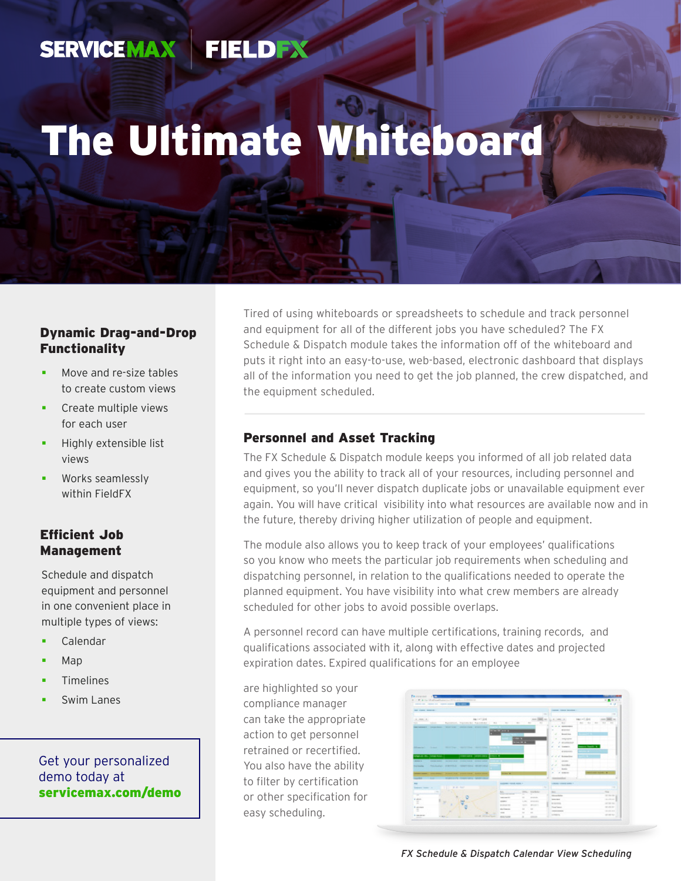SERVICEMAX | FIELDFX

# The Ultimate Whiteboard

### Dynamic Drag-and-Drop Functionality

- Move and re-size tables to create custom views
- Create multiple views for each user
- Highly extensible list views
- Works seamlessly within FieldFX

### Efficient Job Management

Schedule and dispatch equipment and personnel in one convenient place in multiple types of views:

- Calendar
- Map
- Timelines
- Swim Lanes

Get your personalized demo today at **servicemax.com/demo**

Tired of using whiteboards or spreadsheets to schedule and track personnel and equipment for all of the different jobs you have scheduled? The FX Schedule & Dispatch module takes the information off of the whiteboard and puts it right into an easy-to-use, web-based, electronic dashboard that displays all of the information you need to get the job planned, the crew dispatched, and the equipment scheduled.

## Personnel and Asset Tracking

The FX Schedule & Dispatch module keeps you informed of all job related data and gives you the ability to track all of your resources, including personnel and equipment, so you'll never dispatch duplicate jobs or unavailable equipment ever again. You will have critical visibility into what resources are available now and in the future, thereby driving higher utilization of people and equipment.

The module also allows you to keep track of your employees' qualifications so you know who meets the particular job requirements when scheduling and dispatching personnel, in relation to the qualifications needed to operate the planned equipment. You have visibility into what crew members are already scheduled for other jobs to avoid possible overlaps.

A personnel record can have multiple certifications, training records, and qualifications associated with it, along with effective dates and projected expiration dates. Expired qualifications for an employee are highlighted so your compliance manager can take the appropriate action to get personnel retrained or recertified. You also have the ability to filter by certification or other specification for easy scheduling.

*FX Schedule & Dispatch Calendar View Scheduling*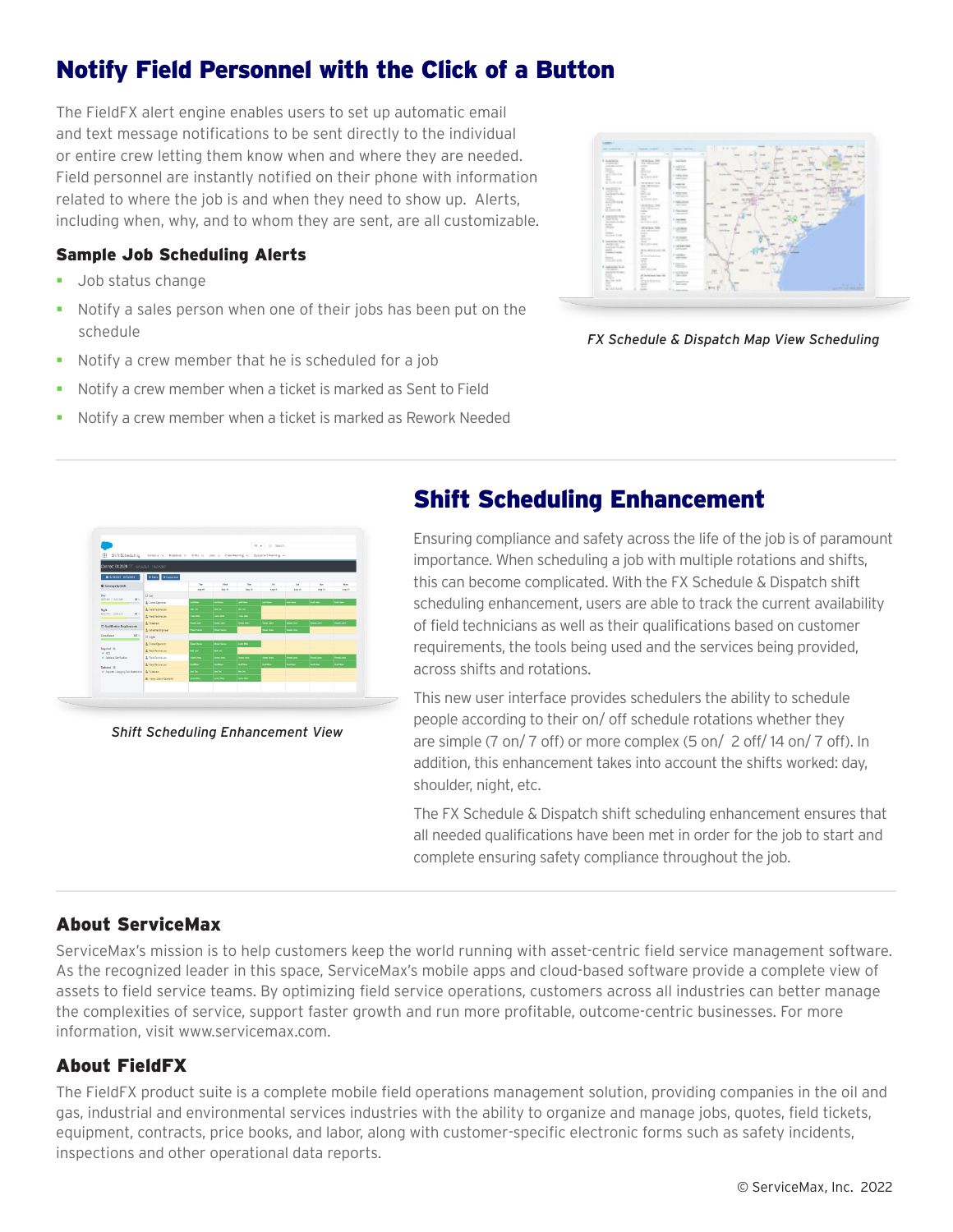## Notify Field Personnel with the Click of a Button

The FieldFX alert engine enables users to set up automatic email and text message notifications to be sent directly to the individual or entire crew letting them know when and where they are needed. Field personnel are instantly notified on their phone with information related to where the job is and when they need to show up. Alerts, including when, why, and to whom they are sent, are all customizable.

### Sample Job Scheduling Alerts

- Job status change
- Notify a sales person when one of their jobs has been put on the schedule
- Notify a crew member that he is scheduled for a job
- Notify a crew member when a ticket is marked as Sent to Field
- Notify a crew member when a ticket is marked as Rework Needed

*FX Schedule & Dispatch Map View Scheduling*

## Shift Scheduling Enhancement

*Shift Scheduling Enhancement View*

Ensuring compliance and safety across the life of the job is of paramount importance. When scheduling a job with multiple rotations and shifts, this can become complicated. With the FX Schedule & Dispatch shift scheduling enhancement, users are able to track the current availability of field technicians as well as their qualifications based on customer requirements, the tools being used and the services being provided, across shifts and rotations.

This new user interface provides schedulers the ability to schedule people according to their on/ off schedule rotations whether they are simple (7 on/ 7 off) or more complex (5 on/ 2 off/ 14 on/ 7 off). In addition, this enhancement takes into account the shifts worked: day, shoulder, night, etc.

The FX Schedule & Dispatch shift scheduling enhancement ensures that all needed qualifications have been met in order for the job to start and complete ensuring safety compliance throughout the job.

### About ServiceMax

ServiceMax's mission is to help customers keep the world running with asset-centric field service management software. As the recognized leader in this space, ServiceMax's mobile apps and cloud-based software provide a complete view of assets to field service teams. By optimizing field service operations, customers across all industries can better manage the complexities of service, support faster growth and run more profitable, outcome-centric businesses. For more information, visit www.servicemax.com.

### About FieldFX

The FieldFX product suite is a complete mobile field operations management solution, providing companies in the oil and gas, industrial and environmental services industries with the ability to organize and manage jobs, quotes, field tickets, equipment, contracts, price books, and labor, along with customer-specific electronic forms such as safety incidents, inspections and other operational data reports.

© ServiceMax, Inc. 2022